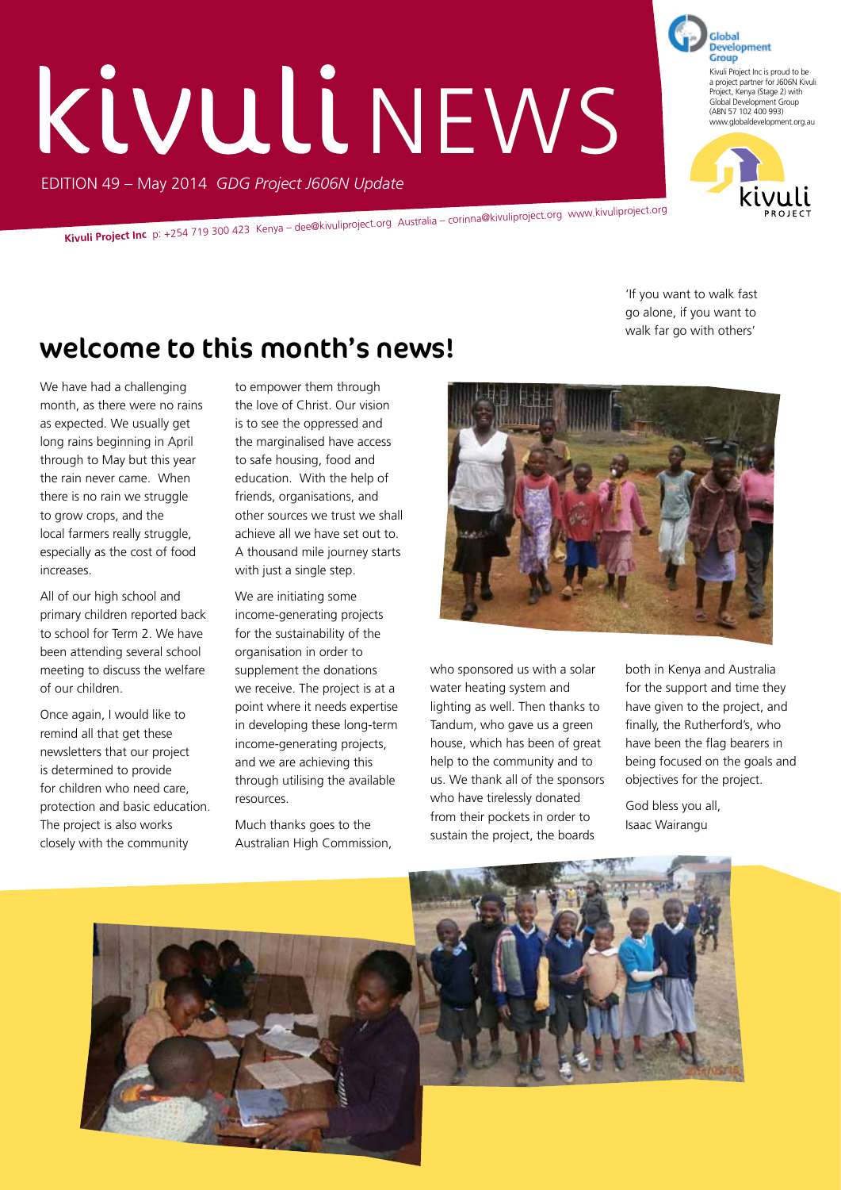# kivuli NEWS

EDITION 49 – May 2014 *GDG Project J606N Update*

Global Development Group

Kivuli Project Inc is proud to be a project partner for J606N Kivuli Project, Kenya (Stage 2) with Global Development Group (ABN 57 102 400 993) www.globaldevelopment.org.au

kivuli PROJECT

**Kivuli Project Inc** p: +254 719 300 423 Kenya – dee@kivuliproject.org Australia – corinna@kivuliproject.org www.kivuliproject.org

'If you want to walk fast go alone, if you want to walk far go with others'

## welcome to this month's news!

We have had a challenging month, as there were no rains as expected. We usually get long rains beginning in April through to May but this year the rain never came. When there is no rain we struggle to grow crops, and the local farmers really struggle, especially as the cost of food increases.

All of our high school and primary children reported back to school for Term 2. We have been attending several school meeting to discuss the welfare of our children.

Once again, I would like to remind all that get these newsletters that our project is determined to provide for children who need care, protection and basic education. The project is also works closely with the community to empower them through the love of Christ. Our vision is to see the oppressed and the marginalised have access to safe housing, food and education. With the help of friends, organisations, and other sources we trust we shall achieve all we have set out to. A thousand mile journey starts with just a single step.

We are initiating some income-generating projects for the sustainability of the organisation in order to supplement the donations we receive. The project is at a point where it needs expertise in developing these long-term income-generating projects, and we are achieving this through utilising the available resources.

Much thanks goes to the Australian High Commission, who sponsored us with a solar water heating system and lighting as well. Then thanks to Tandum, who gave us a green house, which has been of great help to the community and to us. We thank all of the sponsors who have tirelessly donated from their pockets in order to sustain the project, the boards both in Kenya and Australia for the support and time they have given to the project, and finally, the Rutherford's, who have been the flag bearers in being focused on the goals and objectives for the project.

God bless you all,
Isaac Wairangu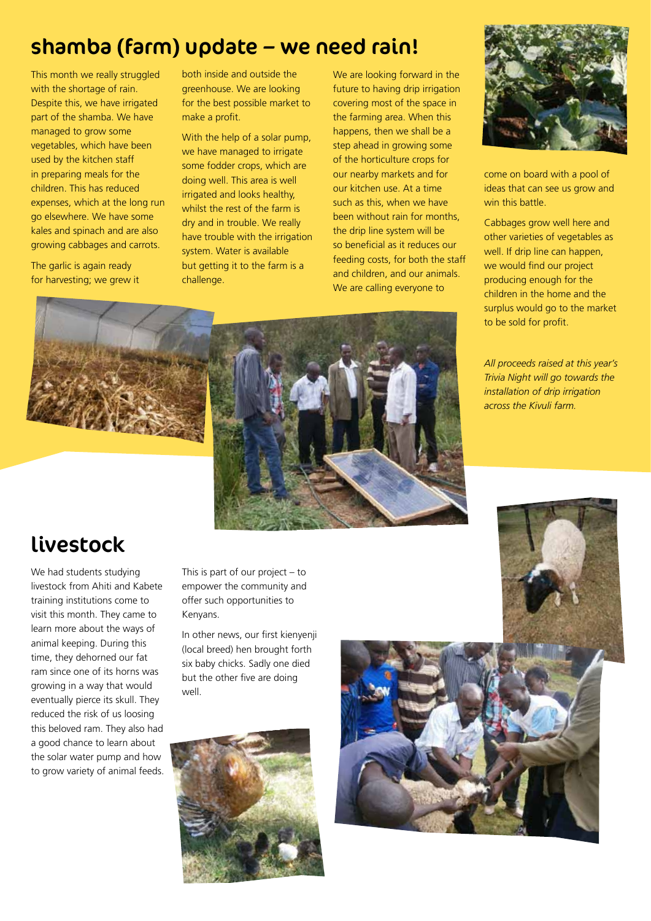## shamba (farm) update – we need rain!

This month we really struggled with the shortage of rain. Despite this, we have irrigated part of the shamba. We have managed to grow some vegetables, which have been used by the kitchen staff in preparing meals for the children. This has reduced expenses, which at the long run go elsewhere. We have some kales and spinach and are also growing cabbages and carrots.

The garlic is again ready for harvesting; we grew it both inside and outside the greenhouse. We are looking for the best possible market to make a profit.

With the help of a solar pump, we have managed to irrigate some fodder crops, which are doing well. This area is well irrigated and looks healthy, whilst the rest of the farm is dry and in trouble. We really have trouble with the irrigation system. Water is available but getting it to the farm is a challenge.

We are looking forward in the future to having drip irrigation covering most of the space in the farming area. When this happens, then we shall be a step ahead in growing some of the horticulture crops for our nearby markets and for our kitchen use. At a time such as this, when we have been without rain for months, the drip line system will be so beneficial as it reduces our feeding costs, for both the staff and children, and our animals. We are calling everyone to come on board with a pool of ideas that can see us grow and win this battle.

Cabbages grow well here and other varieties of vegetables as well. If drip line can happen, we would find our project producing enough for the children in the home and the surplus would go to the market to be sold for profit.

*All proceeds raised at this year's Trivia Night will go towards the installation of drip irrigation across the Kivuli farm.*

## livestock

We had students studying livestock from Ahiti and Kabete training institutions come to visit this month. They came to learn more about the ways of animal keeping. During this time, they dehorned our fat ram since one of its horns was growing in a way that would eventually pierce its skull. They reduced the risk of us loosing this beloved ram. They also had a good chance to learn about the solar water pump and how to grow variety of animal feeds.

This is part of our project – to empower the community and offer such opportunities to Kenyans.

In other news, our first kienyenji (local breed) hen brought forth six baby chicks. Sadly one died but the other five are doing well.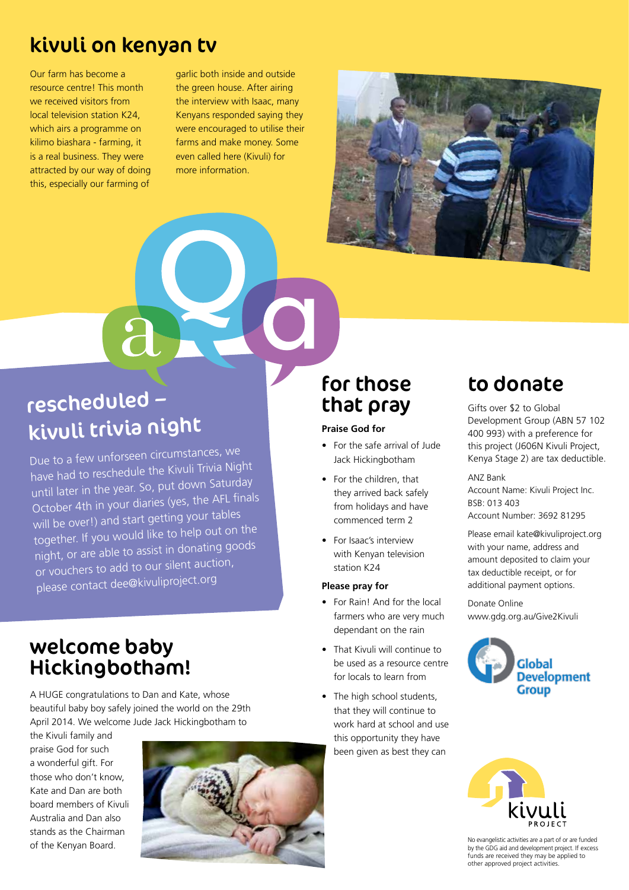## kivuli on kenyan tv

Our farm has become a resource centre! This month we received visitors from local television station K24, which airs a programme on kilimo biashara - farming, it is a real business. They were attracted by our way of doing this, especially our farming of garlic both inside and outside the green house. After airing the interview with Isaac, many Kenyans responded saying they were encouraged to utilise their farms and make money. Some even called here (Kivuli) for more information.

## rescheduled – kivuli trivia night

Due to a few unforseen circumstances, we have had to reschedule the Kivuli Trivia Night until later in the year. So, put down Saturday October 4th in your diaries (yes, the AFL finals will be over!) and start getting your tables together. If you would like to help out on the night, or are able to assist in donating goods or vouchers to add to our silent auction, please contact dee@kivuliproject.org

## welcome baby Hickingbotham!

A HUGE congratulations to Dan and Kate, whose beautiful baby boy safely joined the world on the 29th April 2014. We welcome Jude Jack Hickingbotham to the Kivuli family and praise God for such a wonderful gift. For those who don't know, Kate and Dan are both board members of Kivuli Australia and Dan also stands as the Chairman of the Kenyan Board.

## for those that pray

**Praise God for**

- For the safe arrival of Jude Jack Hickingbotham
- For the children, that they arrived back safely from holidays and have commenced term 2
- For Isaac's interview with Kenyan television station K24

**Please pray for**

- For Rain! And for the local farmers who are very much dependant on the rain
- That Kivuli will continue to be used as a resource centre for locals to learn from
- The high school students, that they will continue to work hard at school and use this opportunity they have been given as best they can

## to donate

Gifts over $2 to Global Development Group (ABN 57 102 400 993) with a preference for this project (J606N Kivuli Project, Kenya Stage 2) are tax deductible.

ANZ Bank
Account Name: Kivuli Project Inc.
BSB: 013 403
Account Number: 3692 81295

Please email kate@kivuliproject.org with your name, address and amount deposited to claim your tax deductible receipt, or for additional payment options.

Donate Online
www.gdg.org.au/Give2Kivuli

Global Development Group

kivuli PROJECT

No evangelistic activities are a part of or are funded by the GDG aid and development project. If excess funds are received they may be applied to other approved project activities.